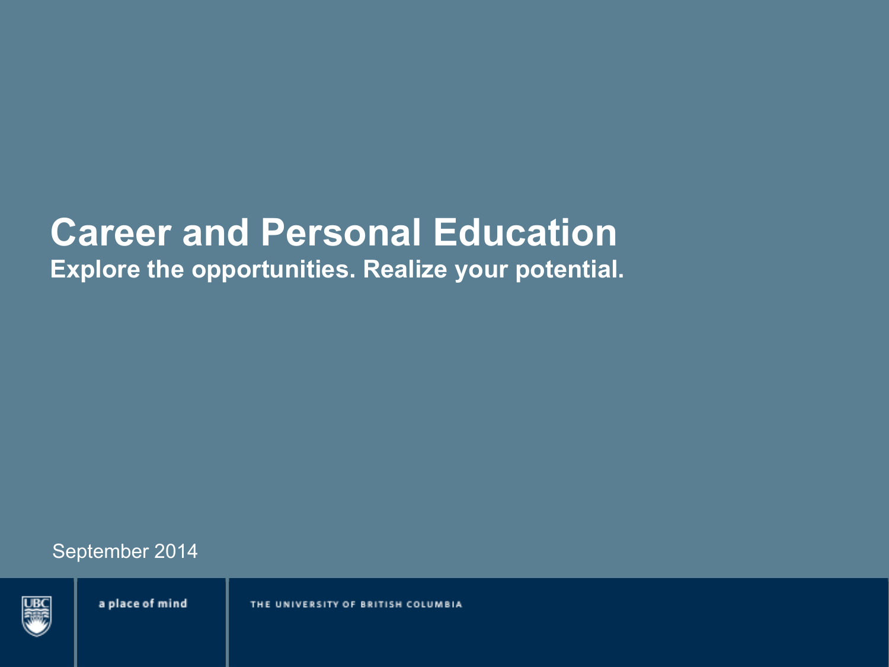# Career and Personal Education

**Explore the opportunities. Realize your potential.**

September 2014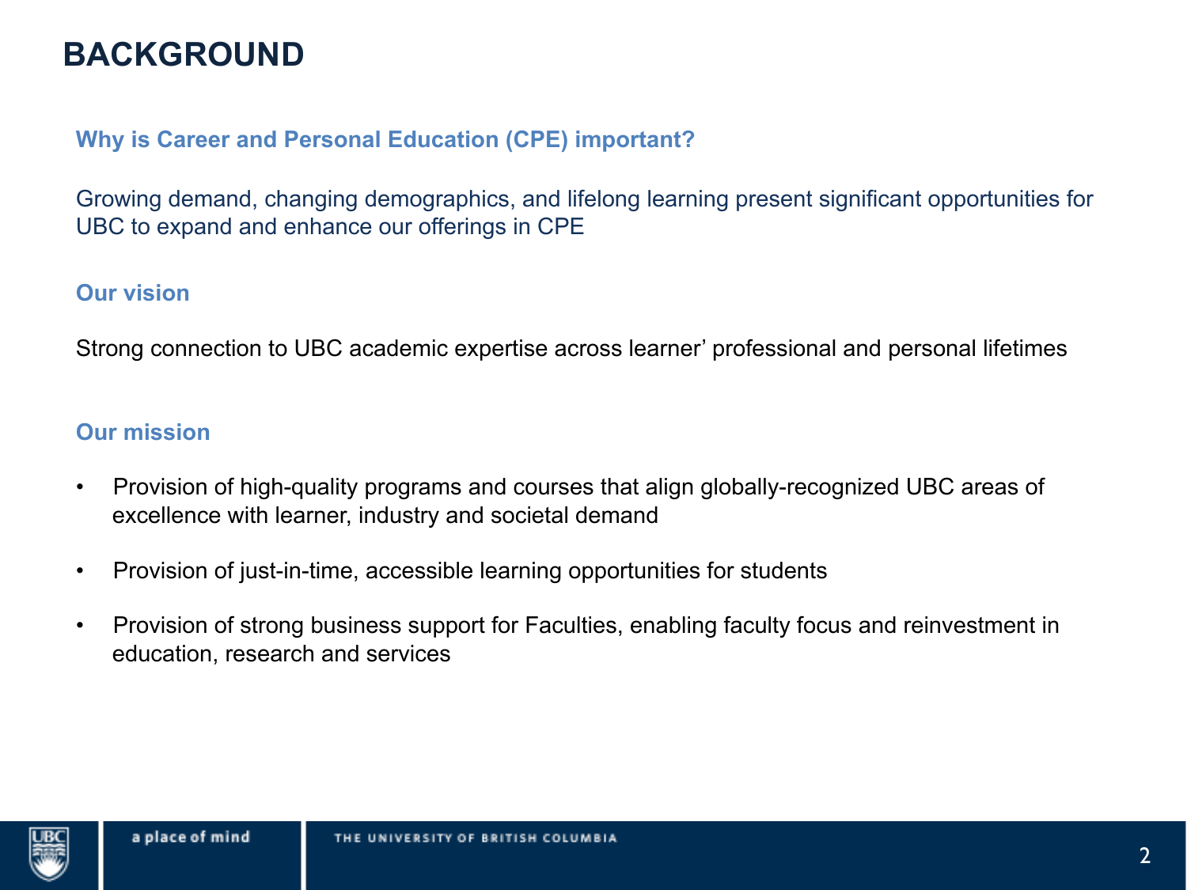# BACKGROUND

### Why is Career and Personal Education (CPE) important?

Growing demand, changing demographics, and lifelong learning present significant opportunities for UBC to expand and enhance our offerings in CPE

### Our vision

Strong connection to UBC academic expertise across learner' professional and personal lifetimes

### Our mission

- Provision of high-quality programs and courses that align globally-recognized UBC areas of excellence with learner, industry and societal demand
- Provision of just-in-time, accessible learning opportunities for students
- Provision of strong business support for Faculties, enabling faculty focus and reinvestment in education, research and services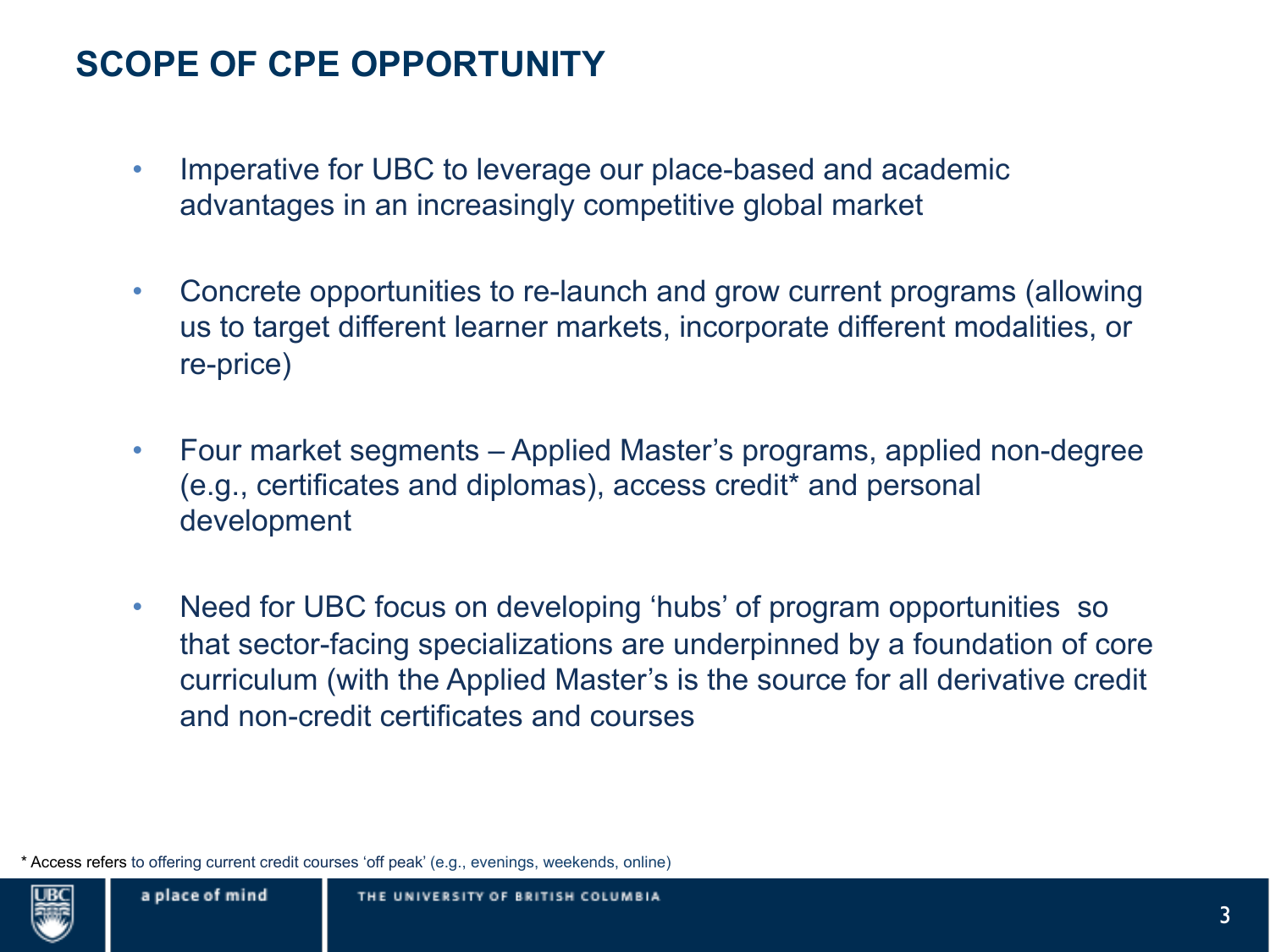# SCOPE OF CPE OPPORTUNITY

- Imperative for UBC to leverage our place-based and academic advantages in an increasingly competitive global market
- Concrete opportunities to re-launch and grow current programs (allowing us to target different learner markets, incorporate different modalities, or re-price)
- Four market segments – Applied Master's programs, applied non-degree (e.g., certificates and diplomas), access credit* and personal development
- Need for UBC focus on developing 'hubs' of program opportunities so that sector-facing specializations are underpinned by a foundation of core curriculum (with the Applied Master's is the source for all derivative credit and non-credit certificates and courses

\* Access refers to offering current credit courses 'off peak' (e.g., evenings, weekends, online)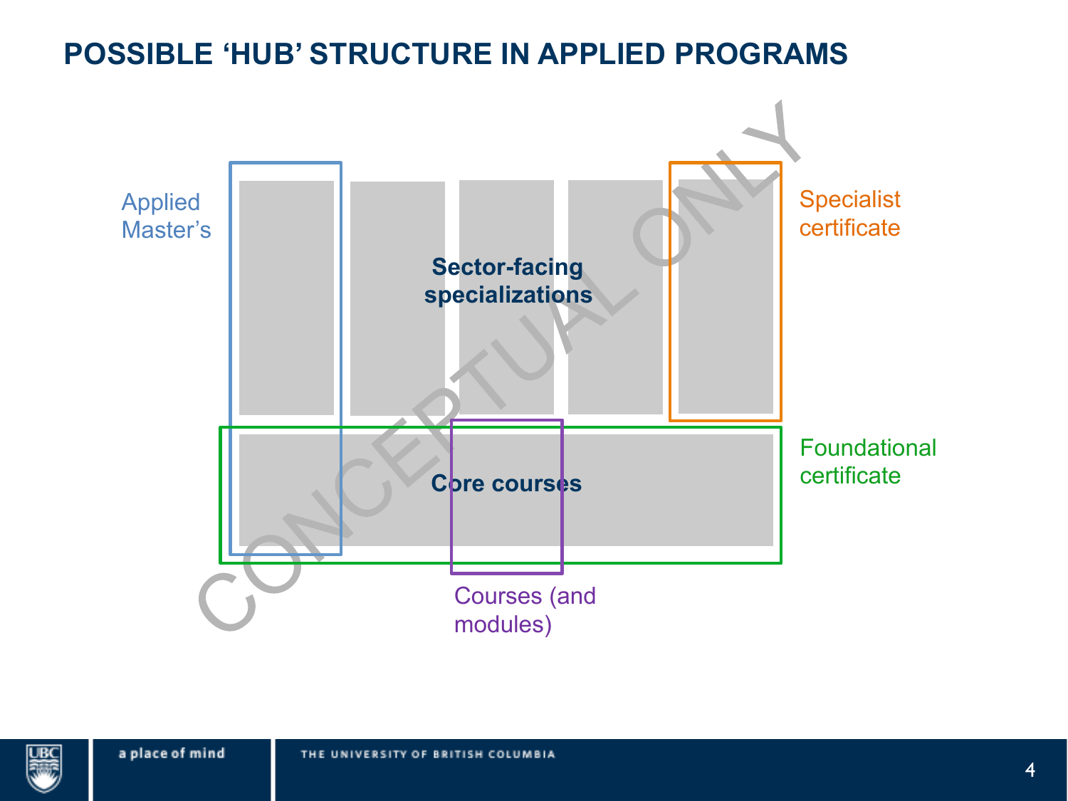# POSSIBLE 'HUB' STRUCTURE IN APPLIED PROGRAMS

Applied Master's

Sector-facing specializations

Specialist certificate

Core courses

Foundational certificate

Courses (and modules)

CONCEPTUAL ONLY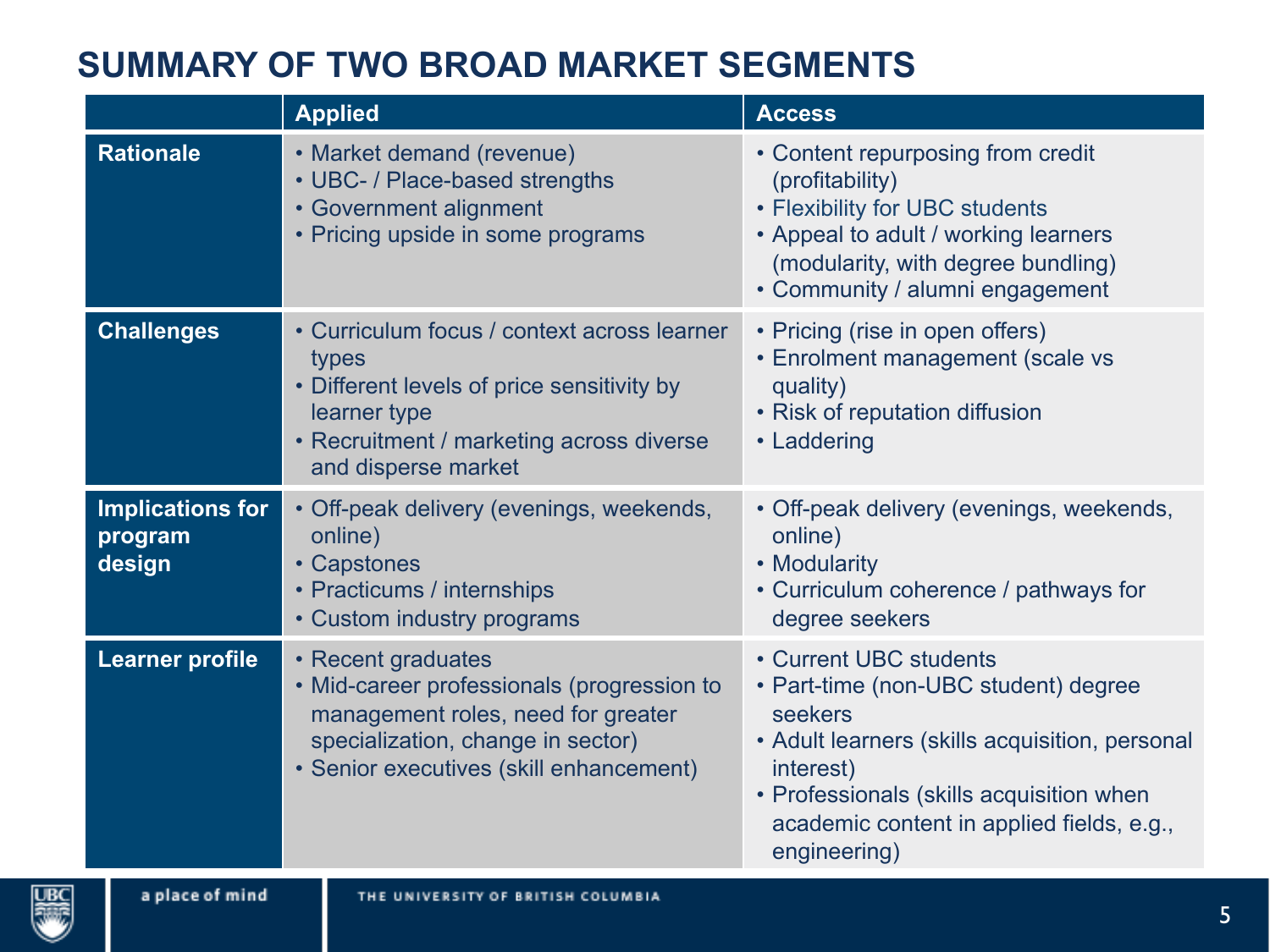# SUMMARY OF TWO BROAD MARKET SEGMENTS

| | Applied | Access |
|---|---|---|
| **Rationale** | • Market demand (revenue)<br>• UBC- / Place-based strengths<br>• Government alignment<br>• Pricing upside in some programs | • Content repurposing from credit (profitability)<br>• Flexibility for UBC students<br>• Appeal to adult / working learners (modularity, with degree bundling)<br>• Community / alumni engagement |
| **Challenges** | • Curriculum focus / context across learner types<br>• Different levels of price sensitivity by learner type<br>• Recruitment / marketing across diverse and disperse market | • Pricing (rise in open offers)<br>• Enrolment management (scale vs quality)<br>• Risk of reputation diffusion<br>• Laddering |
| **Implications for program design** | • Off-peak delivery (evenings, weekends, online)<br>• Capstones<br>• Practicums / internships<br>• Custom industry programs | • Off-peak delivery (evenings, weekends, online)<br>• Modularity<br>• Curriculum coherence / pathways for degree seekers |
| **Learner profile** | • Recent graduates<br>• Mid-career professionals (progression to management roles, need for greater specialization, change in sector)<br>• Senior executives (skill enhancement) | • Current UBC students<br>• Part-time (non-UBC student) degree seekers<br>• Adult learners (skills acquisition, personal interest)<br>• Professionals (skills acquisition when academic content in applied fields, e.g., engineering) |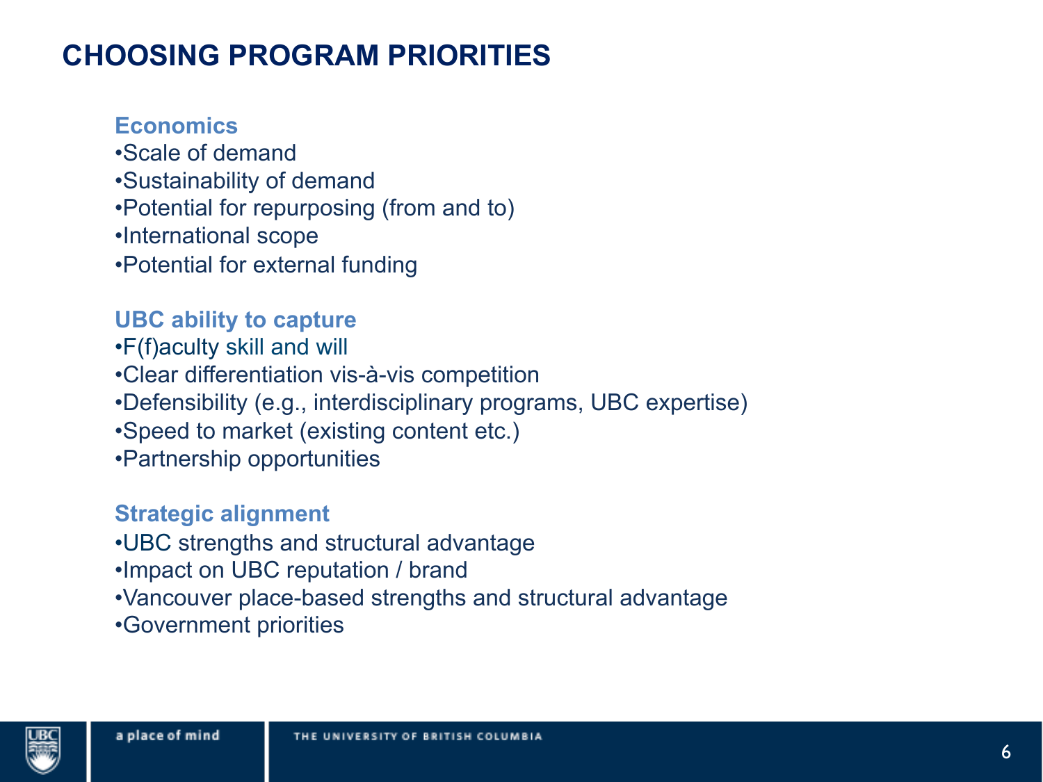# CHOOSING PROGRAM PRIORITIES

### Economics

- Scale of demand
- Sustainability of demand
- Potential for repurposing (from and to)
- International scope
- Potential for external funding

### UBC ability to capture

- F(f)aculty skill and will
- Clear differentiation vis-à-vis competition
- Defensibility (e.g., interdisciplinary programs, UBC expertise)
- Speed to market (existing content etc.)
- Partnership opportunities

### Strategic alignment

- UBC strengths and structural advantage
- Impact on UBC reputation / brand
- Vancouver place-based strengths and structural advantage
- Government priorities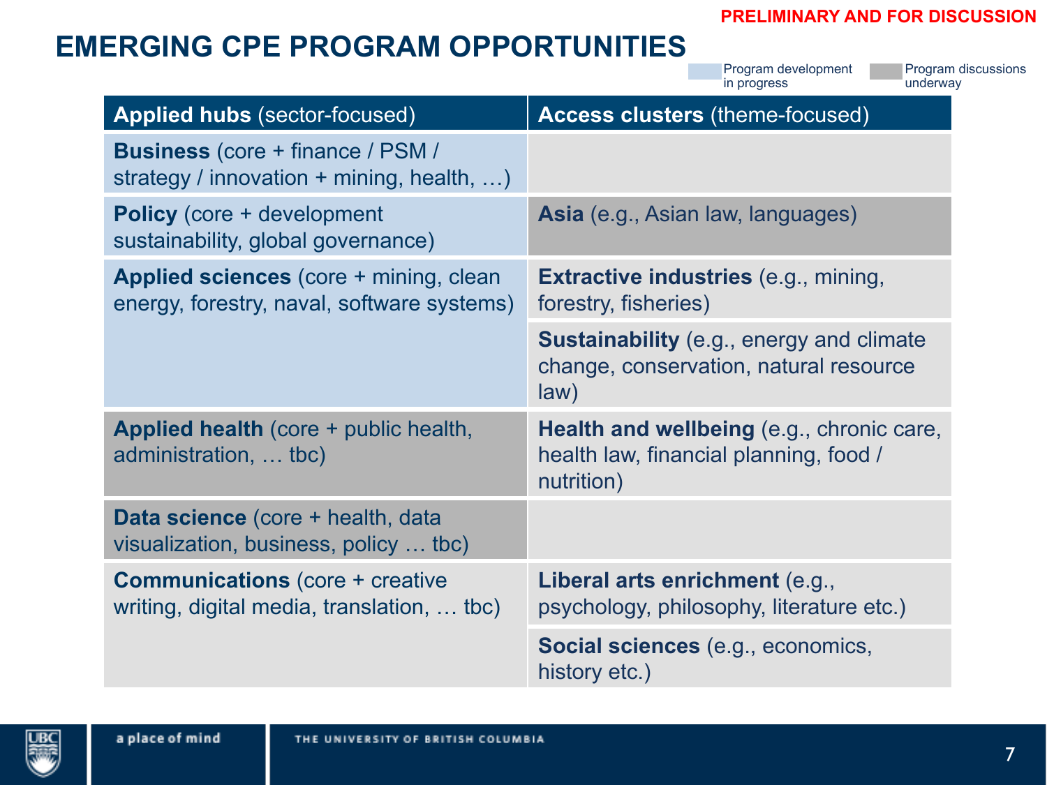PRELIMINARY AND FOR DISCUSSION

# EMERGING CPE PROGRAM OPPORTUNITIES

Legend: Program development in progress | Program discussions underway

| **Applied hubs** (sector-focused) | **Access clusters** (theme-focused) |
|---|---|
| **Business** (core + finance / PSM / strategy / innovation + mining, health, …) | |
| **Policy** (core + development sustainability, global governance) | **Asia** (e.g., Asian law, languages) |
| **Applied sciences** (core + mining, clean energy, forestry, naval, software systems) | **Extractive industries** (e.g., mining, forestry, fisheries) |
| | **Sustainability** (e.g., energy and climate change, conservation, natural resource law) |
| **Applied health** (core + public health, administration, … tbc) | **Health and wellbeing** (e.g., chronic care, health law, financial planning, food / nutrition) |
| **Data science** (core + health, data visualization, business, policy … tbc) | |
| **Communications** (core + creative writing, digital media, translation, … tbc) | **Liberal arts enrichment** (e.g., psychology, philosophy, literature etc.) |
| | **Social sciences** (e.g., economics, history etc.) |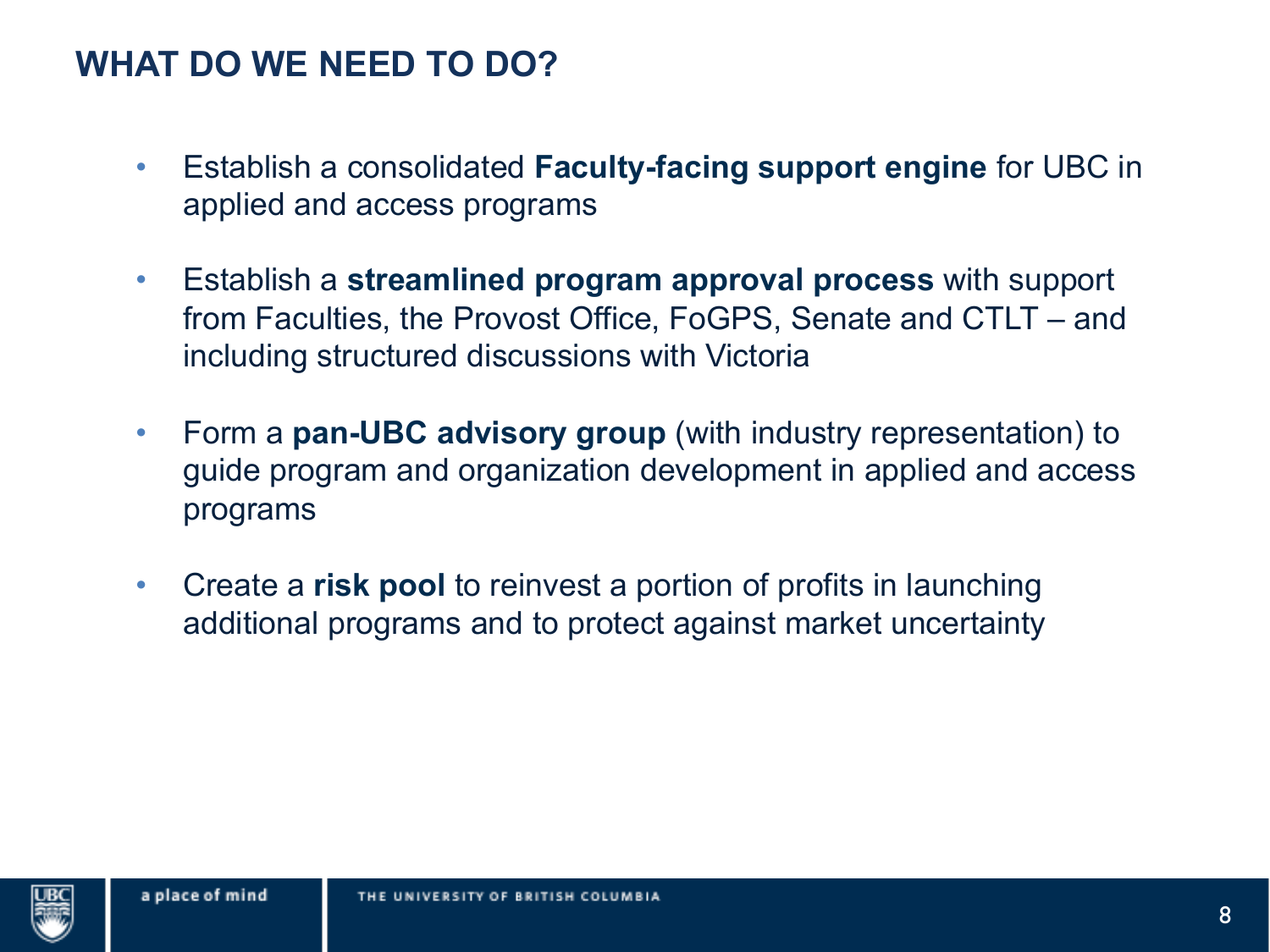# WHAT DO WE NEED TO DO?

- Establish a consolidated **Faculty-facing support engine** for UBC in applied and access programs
- Establish a **streamlined program approval process** with support from Faculties, the Provost Office, FoGPS, Senate and CTLT – and including structured discussions with Victoria
- Form a **pan-UBC advisory group** (with industry representation) to guide program and organization development in applied and access programs
- Create a **risk pool** to reinvest a portion of profits in launching additional programs and to protect against market uncertainty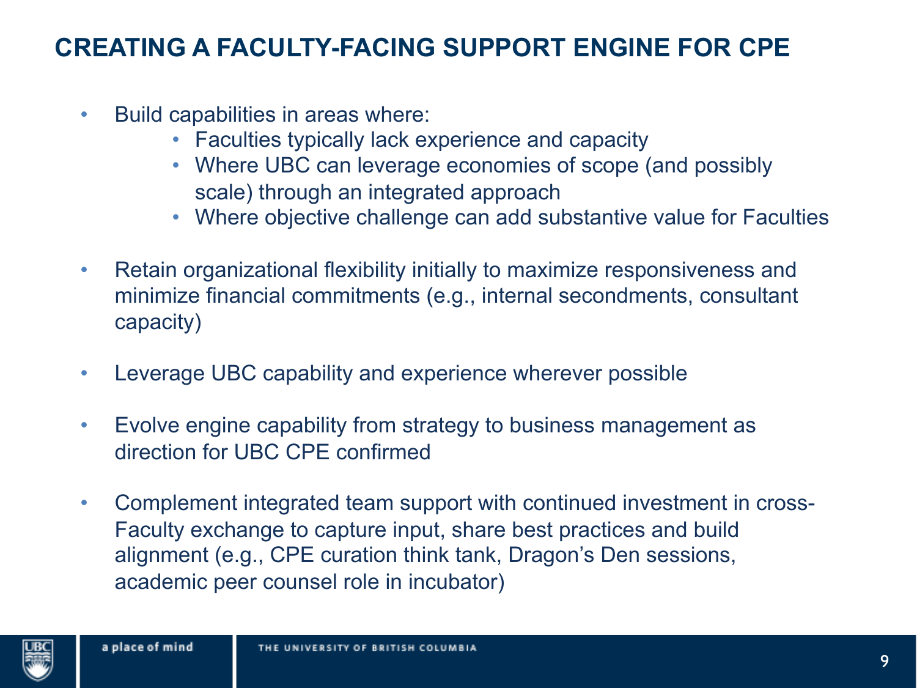# CREATING A FACULTY-FACING SUPPORT ENGINE FOR CPE

- Build capabilities in areas where:
  - Faculties typically lack experience and capacity
  - Where UBC can leverage economies of scope (and possibly scale) through an integrated approach
  - Where objective challenge can add substantive value for Faculties
- Retain organizational flexibility initially to maximize responsiveness and minimize financial commitments (e.g., internal secondments, consultant capacity)
- Leverage UBC capability and experience wherever possible
- Evolve engine capability from strategy to business management as direction for UBC CPE confirmed
- Complement integrated team support with continued investment in cross-Faculty exchange to capture input, share best practices and build alignment (e.g., CPE curation think tank, Dragon's Den sessions, academic peer counsel role in incubator)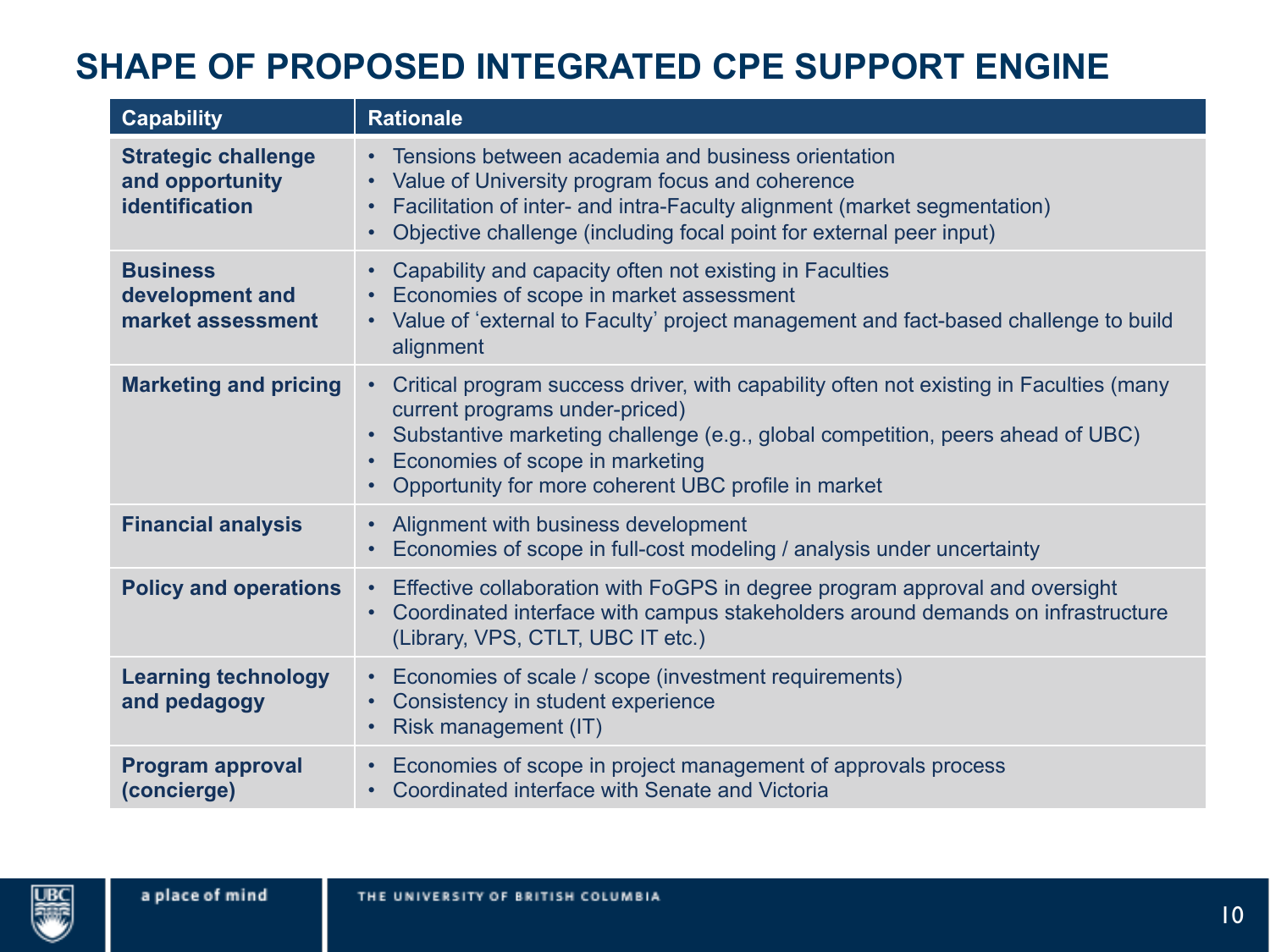# SHAPE OF PROPOSED INTEGRATED CPE SUPPORT ENGINE

| Capability | Rationale |
|---|---|
| **Strategic challenge and opportunity identification** | • Tensions between academia and business orientation<br>• Value of University program focus and coherence<br>• Facilitation of inter- and intra-Faculty alignment (market segmentation)<br>• Objective challenge (including focal point for external peer input) |
| **Business development and market assessment** | • Capability and capacity often not existing in Faculties<br>• Economies of scope in market assessment<br>• Value of 'external to Faculty' project management and fact-based challenge to build alignment |
| **Marketing and pricing** | • Critical program success driver, with capability often not existing in Faculties (many current programs under-priced)<br>• Substantive marketing challenge (e.g., global competition, peers ahead of UBC)<br>• Economies of scope in marketing<br>• Opportunity for more coherent UBC profile in market |
| **Financial analysis** | • Alignment with business development<br>• Economies of scope in full-cost modeling / analysis under uncertainty |
| **Policy and operations** | • Effective collaboration with FoGPS in degree program approval and oversight<br>• Coordinated interface with campus stakeholders around demands on infrastructure (Library, VPS, CTLT, UBC IT etc.) |
| **Learning technology and pedagogy** | • Economies of scale / scope (investment requirements)<br>• Consistency in student experience<br>• Risk management (IT) |
| **Program approval (concierge)** | • Economies of scope in project management of approvals process<br>• Coordinated interface with Senate and Victoria |